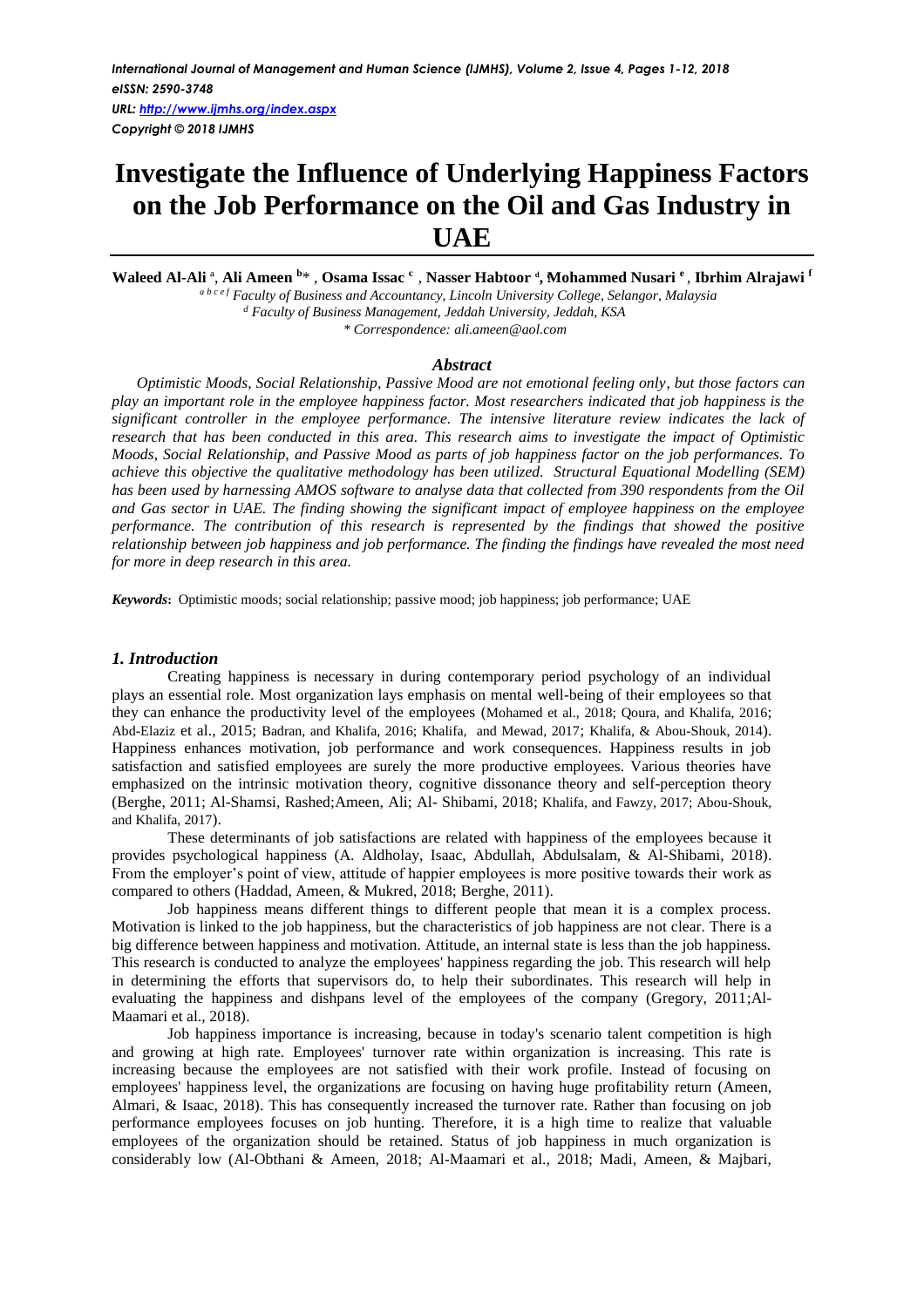*International Journal of Management and Human Science (IJMHS), Volume 2, Issue 4, Pages 1-12, 2018*
*eISSN: 2590-3748*
*URL: http://www.ijmhs.org/index.aspx*
*Copyright © 2018 IJMHS*

# Investigate the Influence of Underlying Happiness Factors on the Job Performance on the Oil and Gas Industry in UAE

**Waleed Al-Ali [a], Ali Ameen [b]\*, Osama Issac [c], Nasser Habtoor [d], Mohammed Nusari [e], Ibrhim Alrajawi [f]**

[a b c e f] *Faculty of Business and Accountancy, Lincoln University College, Selangor, Malaysia*
[d] *Faculty of Business Management, Jeddah University, Jeddah, KSA*
*\* Correspondence: ali.ameen@aol.com*

### *Abstract*

*Optimistic Moods, Social Relationship, Passive Mood are not emotional feeling only, but those factors can play an important role in the employee happiness factor. Most researchers indicated that job happiness is the significant controller in the employee performance. The intensive literature review indicates the lack of research that has been conducted in this area. This research aims to investigate the impact of Optimistic Moods, Social Relationship, and Passive Mood as parts of job happiness factor on the job performances. To achieve this objective the qualitative methodology has been utilized. Structural Equational Modelling (SEM) has been used by harnessing AMOS software to analyse data that collected from 390 respondents from the Oil and Gas sector in UAE. The finding showing the significant impact of employee happiness on the employee performance. The contribution of this research is represented by the findings that showed the positive relationship between job happiness and job performance. The finding the findings have revealed the most need for more in deep research in this area.*

***Keywords*:** Optimistic moods; social relationship; passive mood; job happiness; job performance; UAE

## *1. Introduction*

Creating happiness is necessary in during contemporary period psychology of an individual plays an essential role. Most organization lays emphasis on mental well-being of their employees so that they can enhance the productivity level of the employees (Mohamed et al., 2018; Qoura, and Khalifa, 2016; Abd-Elaziz et al., 2015; Badran, and Khalifa, 2016; Khalifa, and Mewad, 2017; Khalifa, & Abou-Shouk, 2014). Happiness enhances motivation, job performance and work consequences. Happiness results in job satisfaction and satisfied employees are surely the more productive employees. Various theories have emphasized on the intrinsic motivation theory, cognitive dissonance theory and self-perception theory (Berghe, 2011; Al-Shamsi, Rashed;Ameen, Ali; Al- Shibami, 2018; Khalifa, and Fawzy, 2017; Abou-Shouk, and Khalifa, 2017).

These determinants of job satisfactions are related with happiness of the employees because it provides psychological happiness (A. Aldholay, Isaac, Abdullah, Abdulsalam, & Al-Shibami, 2018). From the employer's point of view, attitude of happier employees is more positive towards their work as compared to others (Haddad, Ameen, & Mukred, 2018; Berghe, 2011).

Job happiness means different things to different people that mean it is a complex process. Motivation is linked to the job happiness, but the characteristics of job happiness are not clear. There is a big difference between happiness and motivation. Attitude, an internal state is less than the job happiness. This research is conducted to analyze the employees' happiness regarding the job. This research will help in determining the efforts that supervisors do, to help their subordinates. This research will help in evaluating the happiness and dishpans level of the employees of the company (Gregory, 2011;Al-Maamari et al., 2018).

Job happiness importance is increasing, because in today's scenario talent competition is high and growing at high rate. Employees' turnover rate within organization is increasing. This rate is increasing because the employees are not satisfied with their work profile. Instead of focusing on employees' happiness level, the organizations are focusing on having huge profitability return (Ameen, Almari, & Isaac, 2018). This has consequently increased the turnover rate. Rather than focusing on job performance employees focuses on job hunting. Therefore, it is a high time to realize that valuable employees of the organization should be retained. Status of job happiness in much organization is considerably low (Al-Obthani & Ameen, 2018; Al-Maamari et al., 2018; Madi, Ameen, & Majbari,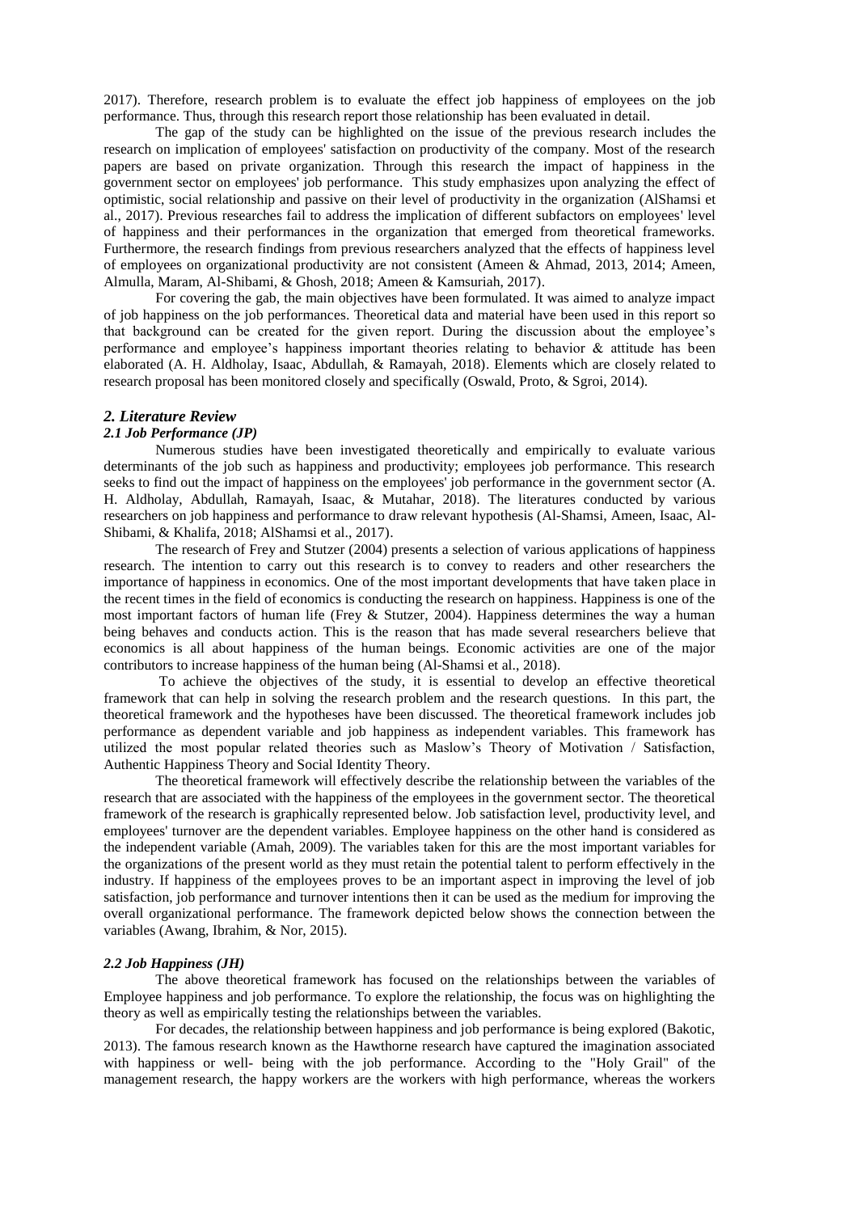2017). Therefore, research problem is to evaluate the effect job happiness of employees on the job performance. Thus, through this research report those relationship has been evaluated in detail.

The gap of the study can be highlighted on the issue of the previous research includes the research on implication of employees' satisfaction on productivity of the company. Most of the research papers are based on private organization. Through this research the impact of happiness in the government sector on employees' job performance. This study emphasizes upon analyzing the effect of optimistic, social relationship and passive on their level of productivity in the organization (AlShamsi et al., 2017). Previous researches fail to address the implication of different subfactors on employees' level of happiness and their performances in the organization that emerged from theoretical frameworks. Furthermore, the research findings from previous researchers analyzed that the effects of happiness level of employees on organizational productivity are not consistent (Ameen & Ahmad, 2013, 2014; Ameen, Almulla, Maram, Al-Shibami, & Ghosh, 2018; Ameen & Kamsuriah, 2017).

For covering the gab, the main objectives have been formulated. It was aimed to analyze impact of job happiness on the job performances. Theoretical data and material have been used in this report so that background can be created for the given report. During the discussion about the employee's performance and employee's happiness important theories relating to behavior & attitude has been elaborated (A. H. Aldholay, Isaac, Abdullah, & Ramayah, 2018). Elements which are closely related to research proposal has been monitored closely and specifically (Oswald, Proto, & Sgroi, 2014).

## *2. Literature Review*

### *2.1 Job Performance (JP)*

Numerous studies have been investigated theoretically and empirically to evaluate various determinants of the job such as happiness and productivity; employees job performance. This research seeks to find out the impact of happiness on the employees' job performance in the government sector (A. H. Aldholay, Abdullah, Ramayah, Isaac, & Mutahar, 2018). The literatures conducted by various researchers on job happiness and performance to draw relevant hypothesis (Al-Shamsi, Ameen, Isaac, Al-Shibami, & Khalifa, 2018; AlShamsi et al., 2017).

The research of Frey and Stutzer (2004) presents a selection of various applications of happiness research. The intention to carry out this research is to convey to readers and other researchers the importance of happiness in economics. One of the most important developments that have taken place in the recent times in the field of economics is conducting the research on happiness. Happiness is one of the most important factors of human life (Frey & Stutzer, 2004). Happiness determines the way a human being behaves and conducts action. This is the reason that has made several researchers believe that economics is all about happiness of the human beings. Economic activities are one of the major contributors to increase happiness of the human being (Al-Shamsi et al., 2018).

To achieve the objectives of the study, it is essential to develop an effective theoretical framework that can help in solving the research problem and the research questions. In this part, the theoretical framework and the hypotheses have been discussed. The theoretical framework includes job performance as dependent variable and job happiness as independent variables. This framework has utilized the most popular related theories such as Maslow's Theory of Motivation / Satisfaction, Authentic Happiness Theory and Social Identity Theory.

The theoretical framework will effectively describe the relationship between the variables of the research that are associated with the happiness of the employees in the government sector. The theoretical framework of the research is graphically represented below. Job satisfaction level, productivity level, and employees' turnover are the dependent variables. Employee happiness on the other hand is considered as the independent variable (Amah, 2009). The variables taken for this are the most important variables for the organizations of the present world as they must retain the potential talent to perform effectively in the industry. If happiness of the employees proves to be an important aspect in improving the level of job satisfaction, job performance and turnover intentions then it can be used as the medium for improving the overall organizational performance. The framework depicted below shows the connection between the variables (Awang, Ibrahim, & Nor, 2015).

### *2.2 Job Happiness (JH)*

The above theoretical framework has focused on the relationships between the variables of Employee happiness and job performance. To explore the relationship, the focus was on highlighting the theory as well as empirically testing the relationships between the variables.

For decades, the relationship between happiness and job performance is being explored (Bakotic, 2013). The famous research known as the Hawthorne research have captured the imagination associated with happiness or well- being with the job performance. According to the "Holy Grail" of the management research, the happy workers are the workers with high performance, whereas the workers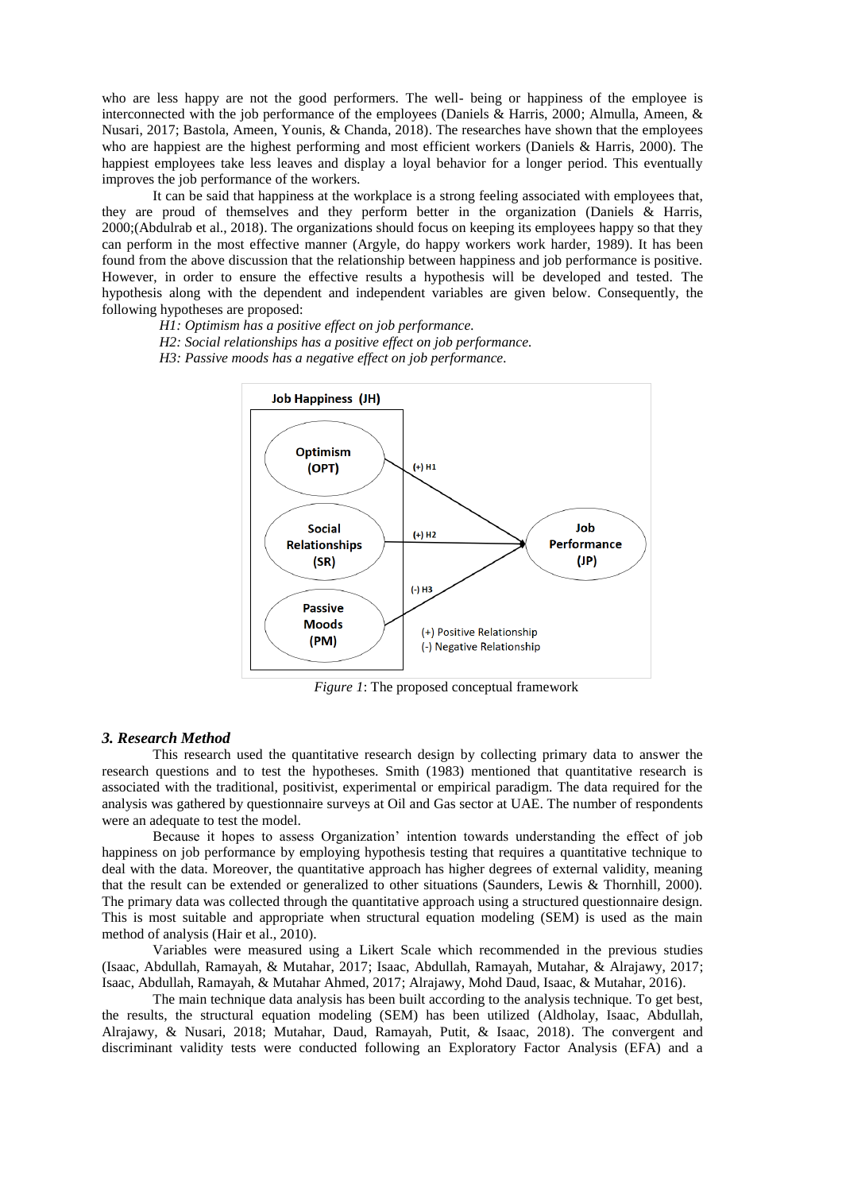who are less happy are not the good performers. The well- being or happiness of the employee is interconnected with the job performance of the employees (Daniels & Harris, 2000; Almulla, Ameen, & Nusari, 2017; Bastola, Ameen, Younis, & Chanda, 2018). The researches have shown that the employees who are happiest are the highest performing and most efficient workers (Daniels & Harris, 2000). The happiest employees take less leaves and display a loyal behavior for a longer period. This eventually improves the job performance of the workers.

It can be said that happiness at the workplace is a strong feeling associated with employees that, they are proud of themselves and they perform better in the organization (Daniels & Harris, 2000;(Abdulrab et al., 2018). The organizations should focus on keeping its employees happy so that they can perform in the most effective manner (Argyle, do happy workers work harder, 1989). It has been found from the above discussion that the relationship between happiness and job performance is positive. However, in order to ensure the effective results a hypothesis will be developed and tested. The hypothesis along with the dependent and independent variables are given below. Consequently, the following hypotheses are proposed:

*H1: Optimism has a positive effect on job performance.*

*H2: Social relationships has a positive effect on job performance.*

*H3: Passive moods has a negative effect on job performance.*

*Figure 1*: The proposed conceptual framework

### *3. Research Method*

This research used the quantitative research design by collecting primary data to answer the research questions and to test the hypotheses. Smith (1983) mentioned that quantitative research is associated with the traditional, positivist, experimental or empirical paradigm. The data required for the analysis was gathered by questionnaire surveys at Oil and Gas sector at UAE. The number of respondents were an adequate to test the model.

Because it hopes to assess Organization' intention towards understanding the effect of job happiness on job performance by employing hypothesis testing that requires a quantitative technique to deal with the data. Moreover, the quantitative approach has higher degrees of external validity, meaning that the result can be extended or generalized to other situations (Saunders, Lewis & Thornhill, 2000). The primary data was collected through the quantitative approach using a structured questionnaire design. This is most suitable and appropriate when structural equation modeling (SEM) is used as the main method of analysis (Hair et al., 2010).

Variables were measured using a Likert Scale which recommended in the previous studies (Isaac, Abdullah, Ramayah, & Mutahar, 2017; Isaac, Abdullah, Ramayah, Mutahar, & Alrajawy, 2017; Isaac, Abdullah, Ramayah, & Mutahar Ahmed, 2017; Alrajawy, Mohd Daud, Isaac, & Mutahar, 2016).

The main technique data analysis has been built according to the analysis technique. To get best, the results, the structural equation modeling (SEM) has been utilized (Aldholay, Isaac, Abdullah, Alrajawy, & Nusari, 2018; Mutahar, Daud, Ramayah, Putit, & Isaac, 2018). The convergent and discriminant validity tests were conducted following an Exploratory Factor Analysis (EFA) and a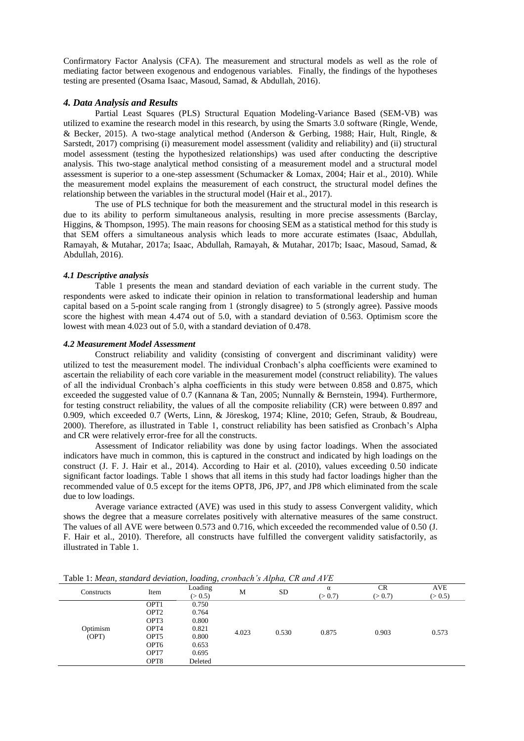Confirmatory Factor Analysis (CFA). The measurement and structural models as well as the role of mediating factor between exogenous and endogenous variables. Finally, the findings of the hypotheses testing are presented (Osama Isaac, Masoud, Samad, & Abdullah, 2016).

### *4. Data Analysis and Results*

Partial Least Squares (PLS) Structural Equation Modeling-Variance Based (SEM-VB) was utilized to examine the research model in this research, by using the Smarts 3.0 software (Ringle, Wende, & Becker, 2015). A two-stage analytical method (Anderson & Gerbing, 1988; Hair, Hult, Ringle, & Sarstedt, 2017) comprising (i) measurement model assessment (validity and reliability) and (ii) structural model assessment (testing the hypothesized relationships) was used after conducting the descriptive analysis. This two-stage analytical method consisting of a measurement model and a structural model assessment is superior to a one-step assessment (Schumacker & Lomax, 2004; Hair et al., 2010). While the measurement model explains the measurement of each construct, the structural model defines the relationship between the variables in the structural model (Hair et al., 2017).

The use of PLS technique for both the measurement and the structural model in this research is due to its ability to perform simultaneous analysis, resulting in more precise assessments (Barclay, Higgins, & Thompson, 1995). The main reasons for choosing SEM as a statistical method for this study is that SEM offers a simultaneous analysis which leads to more accurate estimates (Isaac, Abdullah, Ramayah, & Mutahar, 2017a; Isaac, Abdullah, Ramayah, & Mutahar, 2017b; Isaac, Masoud, Samad, & Abdullah, 2016).

#### *4.1 Descriptive analysis*

Table 1 presents the mean and standard deviation of each variable in the current study. The respondents were asked to indicate their opinion in relation to transformational leadership and human capital based on a 5-point scale ranging from 1 (strongly disagree) to 5 (strongly agree). Passive moods score the highest with mean 4.474 out of 5.0, with a standard deviation of 0.563. Optimism score the lowest with mean 4.023 out of 5.0, with a standard deviation of 0.478.

#### *4.2 Measurement Model Assessment*

Construct reliability and validity (consisting of convergent and discriminant validity) were utilized to test the measurement model. The individual Cronbach's alpha coefficients were examined to ascertain the reliability of each core variable in the measurement model (construct reliability). The values of all the individual Cronbach's alpha coefficients in this study were between 0.858 and 0.875, which exceeded the suggested value of 0.7 (Kannana & Tan, 2005; Nunnally & Bernstein, 1994). Furthermore, for testing construct reliability, the values of all the composite reliability (CR) were between 0.897 and 0.909, which exceeded 0.7 (Werts, Linn, & Jöreskog, 1974; Kline, 2010; Gefen, Straub, & Boudreau, 2000). Therefore, as illustrated in Table 1, construct reliability has been satisfied as Cronbach's Alpha and CR were relatively error-free for all the constructs.

Assessment of Indicator reliability was done by using factor loadings. When the associated indicators have much in common, this is captured in the construct and indicated by high loadings on the construct (J. F. J. Hair et al., 2014). According to Hair et al. (2010), values exceeding 0.50 indicate significant factor loadings. Table 1 shows that all items in this study had factor loadings higher than the recommended value of 0.5 except for the items OPT8, JP6, JP7, and JP8 which eliminated from the scale due to low loadings.

Average variance extracted (AVE) was used in this study to assess Convergent validity, which shows the degree that a measure correlates positively with alternative measures of the same construct. The values of all AVE were between 0.573 and 0.716, which exceeded the recommended value of 0.50 (J. F. Hair et al., 2010). Therefore, all constructs have fulfilled the convergent validity satisfactorily, as illustrated in Table 1.

Table 1: *Mean, standard deviation, loading, cronbach's Alpha, CR and AVE*

| Constructs | Item | Loading (> 0.5) | M | SD | α (> 0.7) | CR (> 0.7) | AVE (> 0.5) |
|---|---|---|---|---|---|---|---|
| Optimism (OPT) | OPT1 | 0.750 | 4.023 | 0.530 | 0.875 | 0.903 | 0.573 |
| | OPT2 | 0.764 | | | | | |
| | OPT3 | 0.800 | | | | | |
| | OPT4 | 0.821 | | | | | |
| | OPT5 | 0.800 | | | | | |
| | OPT6 | 0.653 | | | | | |
| | OPT7 | 0.695 | | | | | |
| | OPT8 | Deleted | | | | | |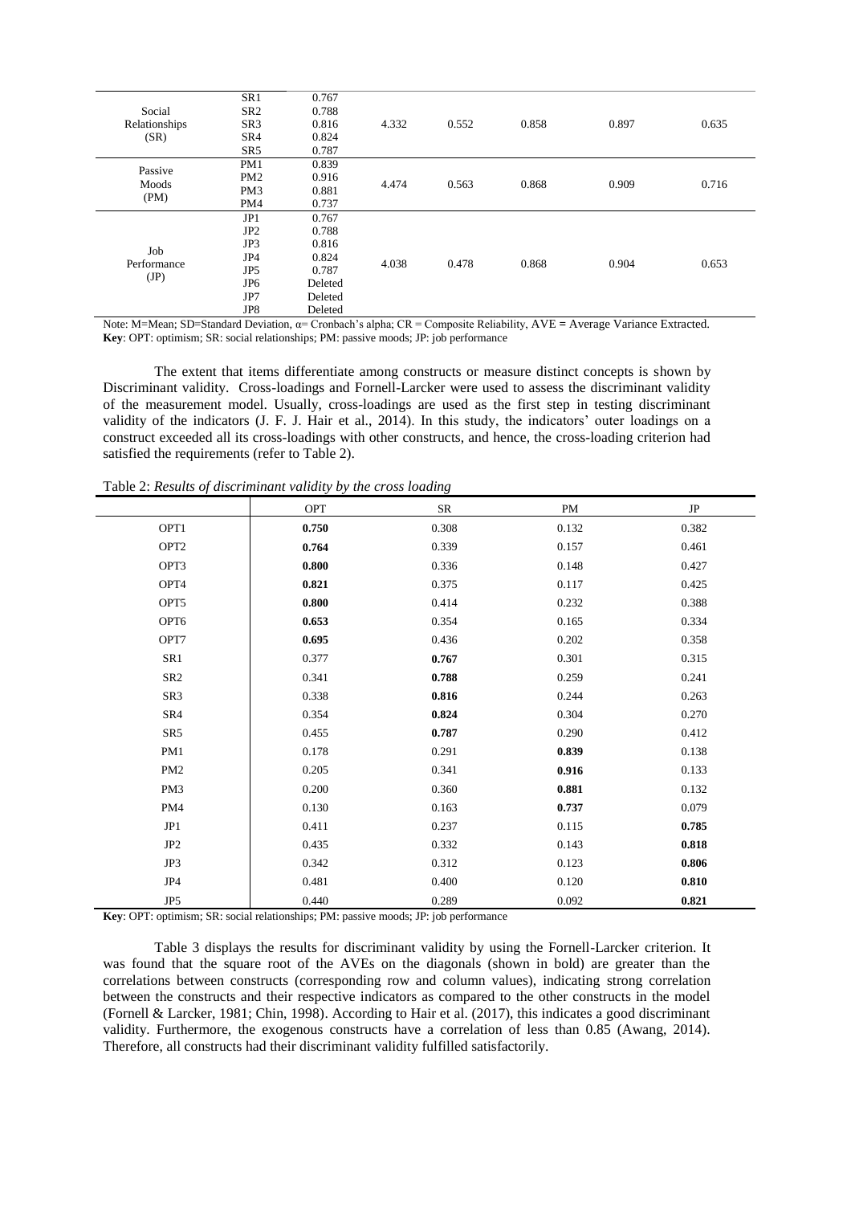| | | | | | | | |
|---|---|---|---|---|---|---|---|
| Social Relationships (SR) | SR1 | 0.767 | 4.332 | 0.552 | 0.858 | 0.897 | 0.635 |
| | SR2 | 0.788 | | | | | |
| | SR3 | 0.816 | | | | | |
| | SR4 | 0.824 | | | | | |
| | SR5 | 0.787 | | | | | |
| Passive Moods (PM) | PM1 | 0.839 | 4.474 | 0.563 | 0.868 | 0.909 | 0.716 |
| | PM2 | 0.916 | | | | | |
| | PM3 | 0.881 | | | | | |
| | PM4 | 0.737 | | | | | |
| Job Performance (JP) | JP1 | 0.767 | 4.038 | 0.478 | 0.868 | 0.904 | 0.653 |
| | JP2 | 0.788 | | | | | |
| | JP3 | 0.816 | | | | | |
| | JP4 | 0.824 | | | | | |
| | JP5 | 0.787 | | | | | |
| | JP6 | Deleted | | | | | |
| | JP7 | Deleted | | | | | |
| | JP8 | Deleted | | | | | |

Note: M=Mean; SD=Standard Deviation, α= Cronbach's alpha; CR = Composite Reliability, AVE = Average Variance Extracted.
**Key**: OPT: optimism; SR: social relationships; PM: passive moods; JP: job performance

The extent that items differentiate among constructs or measure distinct concepts is shown by Discriminant validity. Cross-loadings and Fornell-Larcker were used to assess the discriminant validity of the measurement model. Usually, cross-loadings are used as the first step in testing discriminant validity of the indicators (J. F. J. Hair et al., 2014). In this study, the indicators' outer loadings on a construct exceeded all its cross-loadings with other constructs, and hence, the cross-loading criterion had satisfied the requirements (refer to Table 2).

Table 2: *Results of discriminant validity by the cross loading*

| | OPT | SR | PM | JP |
|---|---|---|---|---|
| OPT1 | **0.750** | 0.308 | 0.132 | 0.382 |
| OPT2 | **0.764** | 0.339 | 0.157 | 0.461 |
| OPT3 | **0.800** | 0.336 | 0.148 | 0.427 |
| OPT4 | **0.821** | 0.375 | 0.117 | 0.425 |
| OPT5 | **0.800** | 0.414 | 0.232 | 0.388 |
| OPT6 | **0.653** | 0.354 | 0.165 | 0.334 |
| OPT7 | **0.695** | 0.436 | 0.202 | 0.358 |
| SR1 | 0.377 | **0.767** | 0.301 | 0.315 |
| SR2 | 0.341 | **0.788** | 0.259 | 0.241 |
| SR3 | 0.338 | **0.816** | 0.244 | 0.263 |
| SR4 | 0.354 | **0.824** | 0.304 | 0.270 |
| SR5 | 0.455 | **0.787** | 0.290 | 0.412 |
| PM1 | 0.178 | 0.291 | **0.839** | 0.138 |
| PM2 | 0.205 | 0.341 | **0.916** | 0.133 |
| PM3 | 0.200 | 0.360 | **0.881** | 0.132 |
| PM4 | 0.130 | 0.163 | **0.737** | 0.079 |
| JP1 | 0.411 | 0.237 | 0.115 | **0.785** |
| JP2 | 0.435 | 0.332 | 0.143 | **0.818** |
| JP3 | 0.342 | 0.312 | 0.123 | **0.806** |
| JP4 | 0.481 | 0.400 | 0.120 | **0.810** |
| JP5 | 0.440 | 0.289 | 0.092 | **0.821** |

**Key**: OPT: optimism; SR: social relationships; PM: passive moods; JP: job performance

Table 3 displays the results for discriminant validity by using the Fornell-Larcker criterion. It was found that the square root of the AVEs on the diagonals (shown in bold) are greater than the correlations between constructs (corresponding row and column values), indicating strong correlation between the constructs and their respective indicators as compared to the other constructs in the model (Fornell & Larcker, 1981; Chin, 1998). According to Hair et al. (2017), this indicates a good discriminant validity. Furthermore, the exogenous constructs have a correlation of less than 0.85 (Awang, 2014). Therefore, all constructs had their discriminant validity fulfilled satisfactorily.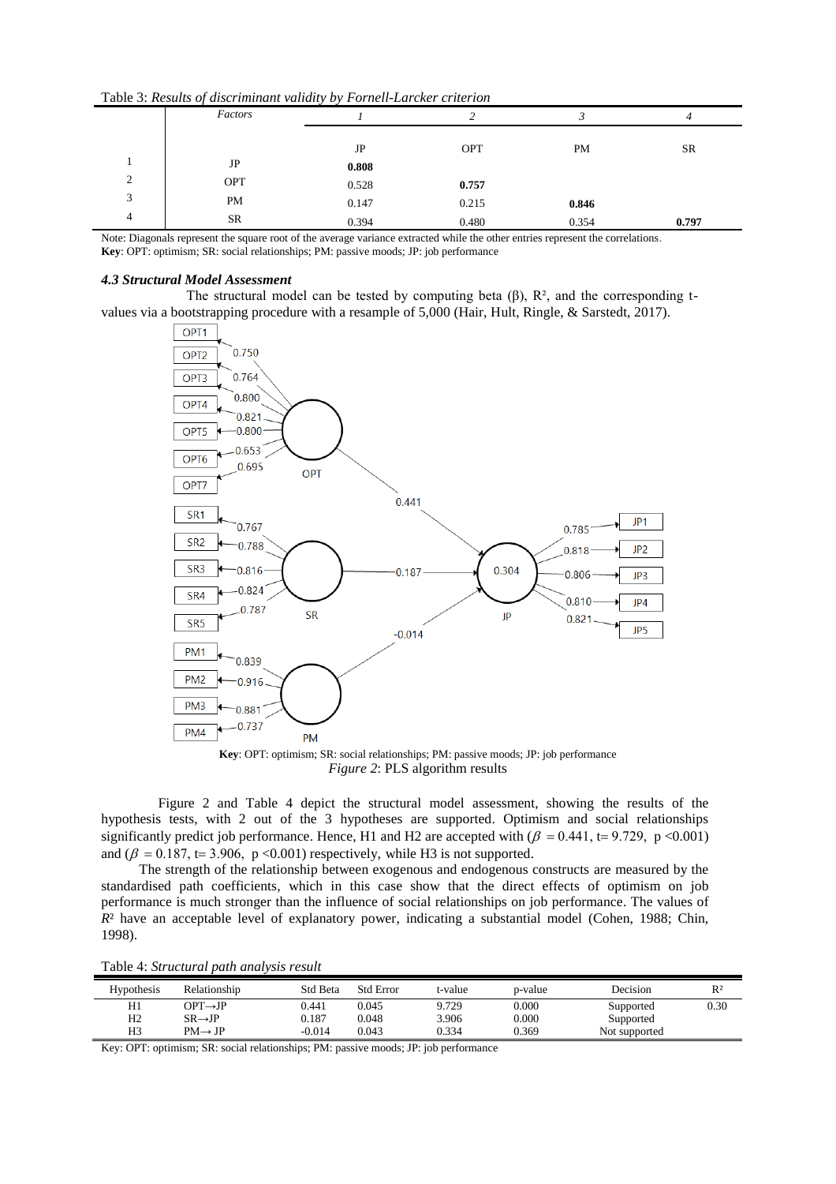Table 3: *Results of discriminant validity by Fornell-Larcker criterion*

| | Factors | 1 | 2 | 3 | 4 |
|---|---|---|---|---|---|
| | | JP | OPT | PM | SR |
| 1 | JP | **0.808** | | | |
| 2 | OPT | 0.528 | **0.757** | | |
| 3 | PM | 0.147 | 0.215 | **0.846** | |
| 4 | SR | 0.394 | 0.480 | 0.354 | **0.797** |

Note: Diagonals represent the square root of the average variance extracted while the other entries represent the correlations.
**Key**: OPT: optimism; SR: social relationships; PM: passive moods; JP: job performance

### *4.3 Structural Model Assessment*

The structural model can be tested by computing beta (β), R², and the corresponding t-values via a bootstrapping procedure with a resample of 5,000 (Hair, Hult, Ringle, & Sarstedt, 2017).

**Key**: OPT: optimism; SR: social relationships; PM: passive moods; JP: job performance
*Figure 2*: PLS algorithm results

Figure 2 and Table 4 depict the structural model assessment, showing the results of the hypothesis tests, with 2 out of the 3 hypotheses are supported. Optimism and social relationships significantly predict job performance. Hence, H1 and H2 are accepted with ($\beta$ = 0.441, t= 9.729, p <0.001) and ($\beta$ = 0.187, t= 3.906, p <0.001) respectively, while H3 is not supported.

The strength of the relationship between exogenous and endogenous constructs are measured by the standardised path coefficients, which in this case show that the direct effects of optimism on job performance is much stronger than the influence of social relationships on job performance. The values of $R^2$ have an acceptable level of explanatory power, indicating a substantial model (Cohen, 1988; Chin, 1998).

Table 4: *Structural path analysis result*

| Hypothesis | Relationship | Std Beta | Std Error | t-value | p-value | Decision | R² |
|---|---|---|---|---|---|---|---|
| H1 | OPT→JP | 0.441 | 0.045 | 9.729 | 0.000 | Supported | 0.30 |
| H2 | SR→JP | 0.187 | 0.048 | 3.906 | 0.000 | Supported | |
| H3 | PM→ JP | -0.014 | 0.043 | 0.334 | 0.369 | Not supported | |

Key: OPT: optimism; SR: social relationships; PM: passive moods; JP: job performance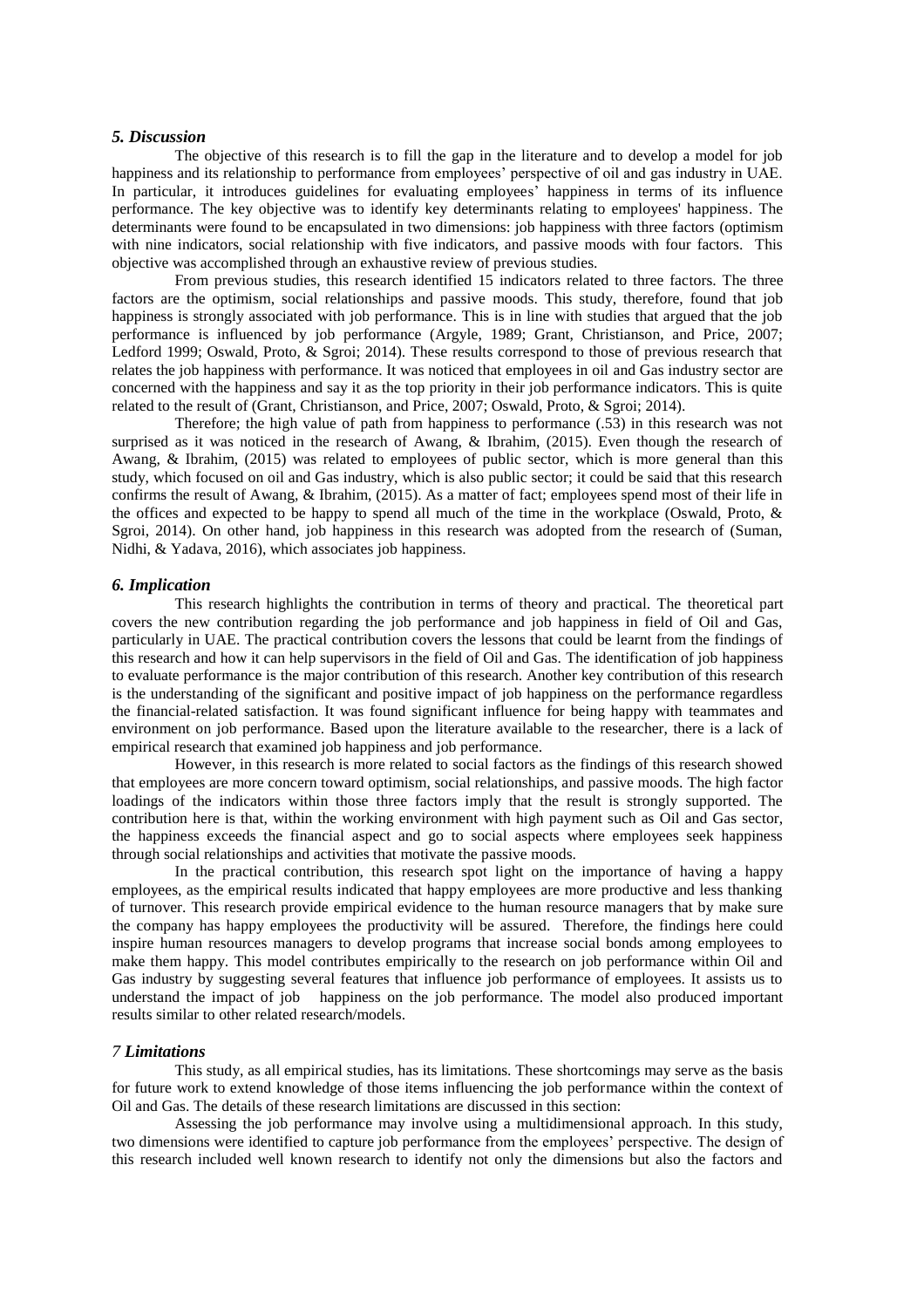### *5. Discussion*

The objective of this research is to fill the gap in the literature and to develop a model for job happiness and its relationship to performance from employees' perspective of oil and gas industry in UAE. In particular, it introduces guidelines for evaluating employees' happiness in terms of its influence performance. The key objective was to identify key determinants relating to employees' happiness. The determinants were found to be encapsulated in two dimensions: job happiness with three factors (optimism with nine indicators, social relationship with five indicators, and passive moods with four factors. This objective was accomplished through an exhaustive review of previous studies.

From previous studies, this research identified 15 indicators related to three factors. The three factors are the optimism, social relationships and passive moods. This study, therefore, found that job happiness is strongly associated with job performance. This is in line with studies that argued that the job performance is influenced by job performance (Argyle, 1989; Grant, Christianson, and Price, 2007; Ledford 1999; Oswald, Proto, & Sgroi; 2014). These results correspond to those of previous research that relates the job happiness with performance. It was noticed that employees in oil and Gas industry sector are concerned with the happiness and say it as the top priority in their job performance indicators. This is quite related to the result of (Grant, Christianson, and Price, 2007; Oswald, Proto, & Sgroi; 2014).

Therefore; the high value of path from happiness to performance (.53) in this research was not surprised as it was noticed in the research of Awang, & Ibrahim, (2015). Even though the research of Awang, & Ibrahim, (2015) was related to employees of public sector, which is more general than this study, which focused on oil and Gas industry, which is also public sector; it could be said that this research confirms the result of Awang, & Ibrahim, (2015). As a matter of fact; employees spend most of their life in the offices and expected to be happy to spend all much of the time in the workplace (Oswald, Proto, & Sgroi, 2014). On other hand, job happiness in this research was adopted from the research of (Suman, Nidhi, & Yadava, 2016), which associates job happiness.

### *6. Implication*

This research highlights the contribution in terms of theory and practical. The theoretical part covers the new contribution regarding the job performance and job happiness in field of Oil and Gas, particularly in UAE. The practical contribution covers the lessons that could be learnt from the findings of this research and how it can help supervisors in the field of Oil and Gas. The identification of job happiness to evaluate performance is the major contribution of this research. Another key contribution of this research is the understanding of the significant and positive impact of job happiness on the performance regardless the financial-related satisfaction. It was found significant influence for being happy with teammates and environment on job performance. Based upon the literature available to the researcher, there is a lack of empirical research that examined job happiness and job performance.

However, in this research is more related to social factors as the findings of this research showed that employees are more concern toward optimism, social relationships, and passive moods. The high factor loadings of the indicators within those three factors imply that the result is strongly supported. The contribution here is that, within the working environment with high payment such as Oil and Gas sector, the happiness exceeds the financial aspect and go to social aspects where employees seek happiness through social relationships and activities that motivate the passive moods.

In the practical contribution, this research spot light on the importance of having a happy employees, as the empirical results indicated that happy employees are more productive and less thanking of turnover. This research provide empirical evidence to the human resource managers that by make sure the company has happy employees the productivity will be assured. Therefore, the findings here could inspire human resources managers to develop programs that increase social bonds among employees to make them happy. This model contributes empirically to the research on job performance within Oil and Gas industry by suggesting several features that influence job performance of employees. It assists us to understand the impact of job happiness on the job performance. The model also produced important results similar to other related research/models.

### *7 Limitations*

This study, as all empirical studies, has its limitations. These shortcomings may serve as the basis for future work to extend knowledge of those items influencing the job performance within the context of Oil and Gas. The details of these research limitations are discussed in this section:

Assessing the job performance may involve using a multidimensional approach. In this study, two dimensions were identified to capture job performance from the employees' perspective. The design of this research included well known research to identify not only the dimensions but also the factors and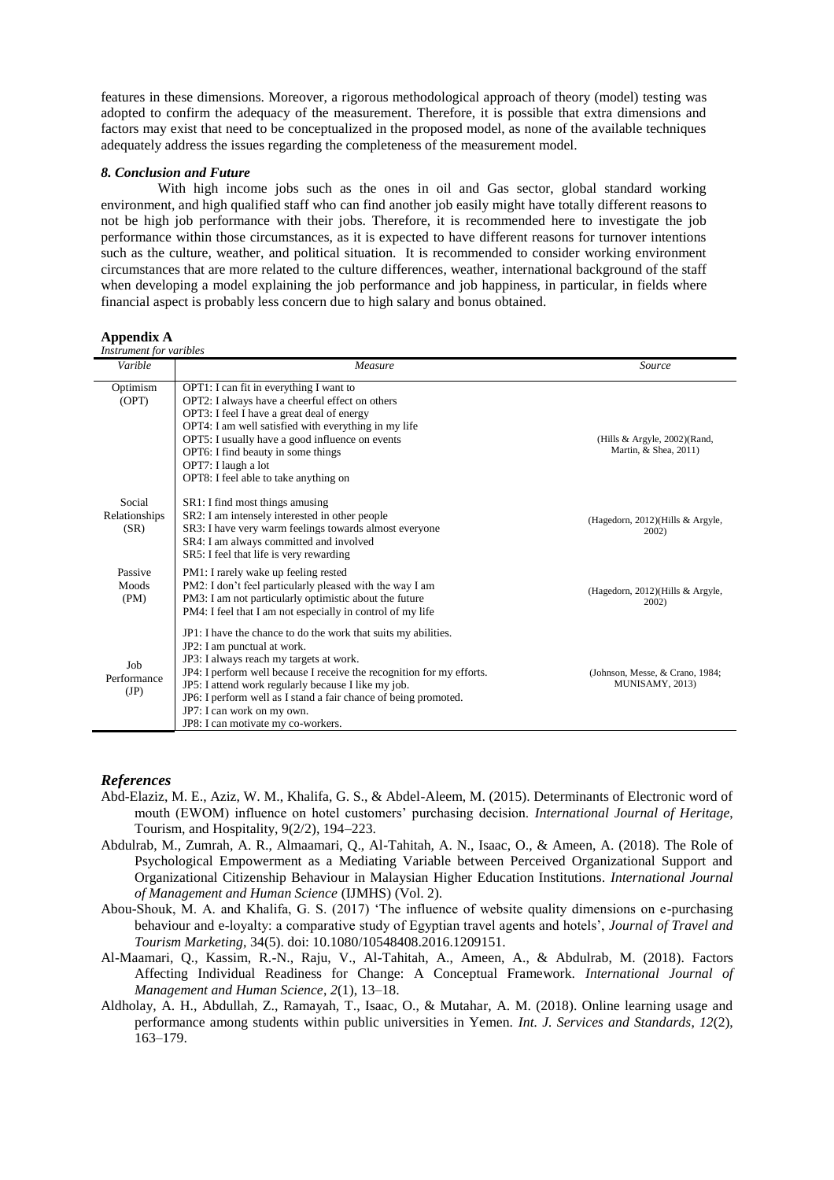features in these dimensions. Moreover, a rigorous methodological approach of theory (model) testing was adopted to confirm the adequacy of the measurement. Therefore, it is possible that extra dimensions and factors may exist that need to be conceptualized in the proposed model, as none of the available techniques adequately address the issues regarding the completeness of the measurement model.

### *8. Conclusion and Future*

With high income jobs such as the ones in oil and Gas sector, global standard working environment, and high qualified staff who can find another job easily might have totally different reasons to not be high job performance with their jobs. Therefore, it is recommended here to investigate the job performance within those circumstances, as it is expected to have different reasons for turnover intentions such as the culture, weather, and political situation. It is recommended to consider working environment circumstances that are more related to the culture differences, weather, international background of the staff when developing a model explaining the job performance and job happiness, in particular, in fields where financial aspect is probably less concern due to high salary and bonus obtained.

## Appendix A

*Instrument for varibles*

| *Varible* | *Measure* | *Source* |
|---|---|---|
| Optimism (OPT) | OPT1: I can fit in everything I want to<br>OPT2: I always have a cheerful effect on others<br>OPT3: I feel I have a great deal of energy<br>OPT4: I am well satisfied with everything in my life<br>OPT5: I usually have a good influence on events<br>OPT6: I find beauty in some things<br>OPT7: I laugh a lot<br>OPT8: I feel able to take anything on | (Hills & Argyle, 2002)(Rand, Martin, & Shea, 2011) |
| Social Relationships (SR) | SR1: I find most things amusing<br>SR2: I am intensely interested in other people<br>SR3: I have very warm feelings towards almost everyone<br>SR4: I am always committed and involved<br>SR5: I feel that life is very rewarding | (Hagedorn, 2012)(Hills & Argyle, 2002) |
| Passive Moods (PM) | PM1: I rarely wake up feeling rested<br>PM2: I don't feel particularly pleased with the way I am<br>PM3: I am not particularly optimistic about the future<br>PM4: I feel that I am not especially in control of my life | (Hagedorn, 2012)(Hills & Argyle, 2002) |
| Job Performance (JP) | JP1: I have the chance to do the work that suits my abilities.<br>JP2: I am punctual at work.<br>JP3: I always reach my targets at work.<br>JP4: I perform well because I receive the recognition for my efforts.<br>JP5: I attend work regularly because I like my job.<br>JP6: I perform well as I stand a fair chance of being promoted.<br>JP7: I can work on my own.<br>JP8: I can motivate my co-workers. | (Johnson, Messe, & Crano, 1984; MUNISAMY, 2013) |

## *References*

Abd-Elaziz, M. E., Aziz, W. M., Khalifa, G. S., & Abdel-Aleem, M. (2015). Determinants of Electronic word of mouth (EWOM) influence on hotel customers' purchasing decision. *International Journal of Heritage*, Tourism, and Hospitality, 9(2/2), 194–223.

Abdulrab, M., Zumrah, A. R., Almaamari, Q., Al-Tahitah, A. N., Isaac, O., & Ameen, A. (2018). The Role of Psychological Empowerment as a Mediating Variable between Perceived Organizational Support and Organizational Citizenship Behaviour in Malaysian Higher Education Institutions. *International Journal of Management and Human Science* (IJMHS) (Vol. 2).

Abou-Shouk, M. A. and Khalifa, G. S. (2017) 'The influence of website quality dimensions on e-purchasing behaviour and e-loyalty: a comparative study of Egyptian travel agents and hotels', *Journal of Travel and Tourism Marketing*, 34(5). doi: 10.1080/10548408.2016.1209151.

Al-Maamari, Q., Kassim, R.-N., Raju, V., Al-Tahitah, A., Ameen, A., & Abdulrab, M. (2018). Factors Affecting Individual Readiness for Change: A Conceptual Framework. *International Journal of Management and Human Science*, *2*(1), 13–18.

Aldholay, A. H., Abdullah, Z., Ramayah, T., Isaac, O., & Mutahar, A. M. (2018). Online learning usage and performance among students within public universities in Yemen. *Int. J. Services and Standards*, *12*(2), 163–179.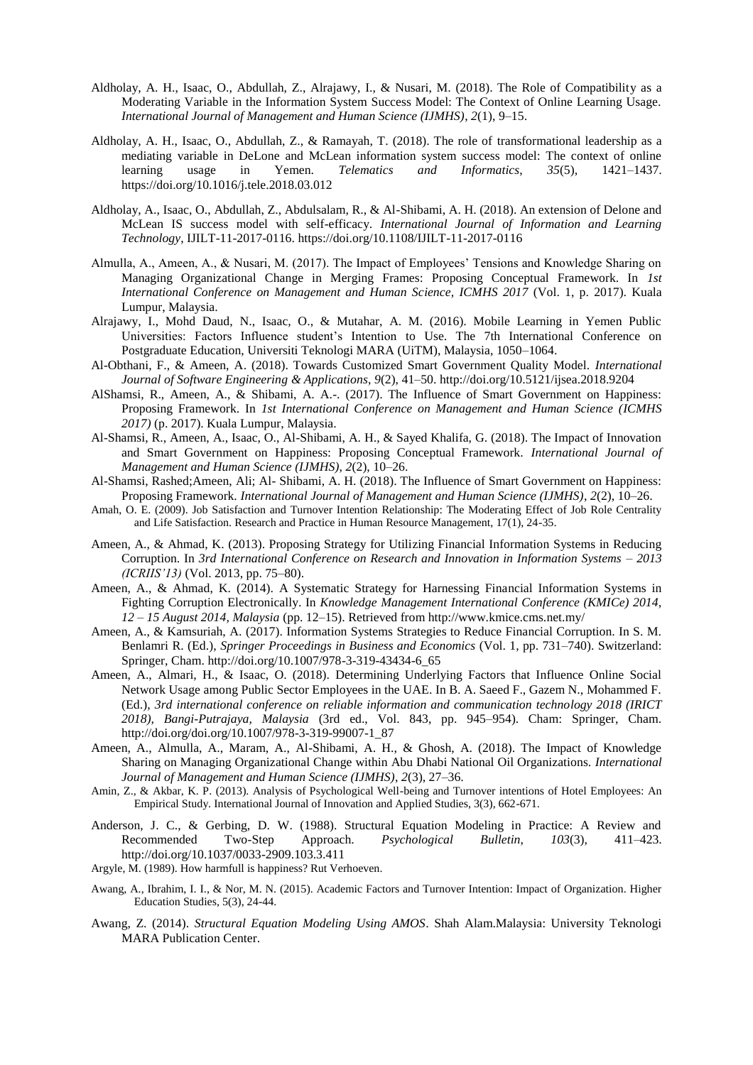Aldholay, A. H., Isaac, O., Abdullah, Z., Alrajawy, I., & Nusari, M. (2018). The Role of Compatibility as a Moderating Variable in the Information System Success Model: The Context of Online Learning Usage. *International Journal of Management and Human Science (IJMHS)*, *2*(1), 9–15.

Aldholay, A. H., Isaac, O., Abdullah, Z., & Ramayah, T. (2018). The role of transformational leadership as a mediating variable in DeLone and McLean information system success model: The context of online learning usage in Yemen. *Telematics and Informatics*, *35*(5), 1421–1437. https://doi.org/10.1016/j.tele.2018.03.012

Aldholay, A., Isaac, O., Abdullah, Z., Abdulsalam, R., & Al-Shibami, A. H. (2018). An extension of Delone and McLean IS success model with self-efficacy. *International Journal of Information and Learning Technology*, IJILT-11-2017-0116. https://doi.org/10.1108/IJILT-11-2017-0116

Almulla, A., Ameen, A., & Nusari, M. (2017). The Impact of Employees' Tensions and Knowledge Sharing on Managing Organizational Change in Merging Frames: Proposing Conceptual Framework. In *1st International Conference on Management and Human Science, ICMHS 2017* (Vol. 1, p. 2017). Kuala Lumpur, Malaysia.

Alrajawy, I., Mohd Daud, N., Isaac, O., & Mutahar, A. M. (2016). Mobile Learning in Yemen Public Universities: Factors Influence student's Intention to Use. The 7th International Conference on Postgraduate Education, Universiti Teknologi MARA (UiTM), Malaysia, 1050–1064.

Al-Obthani, F., & Ameen, A. (2018). Towards Customized Smart Government Quality Model. *International Journal of Software Engineering & Applications*, *9*(2), 41–50. http://doi.org/10.5121/ijsea.2018.9204

AlShamsi, R., Ameen, A., & Shibami, A. A.-. (2017). The Influence of Smart Government on Happiness: Proposing Framework. In *1st International Conference on Management and Human Science (ICMHS 2017)* (p. 2017). Kuala Lumpur, Malaysia.

Al-Shamsi, R., Ameen, A., Isaac, O., Al-Shibami, A. H., & Sayed Khalifa, G. (2018). The Impact of Innovation and Smart Government on Happiness: Proposing Conceptual Framework. *International Journal of Management and Human Science (IJMHS)*, *2*(2), 10–26.

Al-Shamsi, Rashed;Ameen, Ali; Al- Shibami, A. H. (2018). The Influence of Smart Government on Happiness: Proposing Framework. *International Journal of Management and Human Science (IJMHS)*, *2*(2), 10–26.

Amah, O. E. (2009). Job Satisfaction and Turnover Intention Relationship: The Moderating Effect of Job Role Centrality and Life Satisfaction. Research and Practice in Human Resource Management, 17(1), 24-35.

Ameen, A., & Ahmad, K. (2013). Proposing Strategy for Utilizing Financial Information Systems in Reducing Corruption. In *3rd International Conference on Research and Innovation in Information Systems – 2013 (ICRIIS'13)* (Vol. 2013, pp. 75–80).

Ameen, A., & Ahmad, K. (2014). A Systematic Strategy for Harnessing Financial Information Systems in Fighting Corruption Electronically. In *Knowledge Management International Conference (KMICe) 2014, 12 – 15 August 2014, Malaysia* (pp. 12–15). Retrieved from http://www.kmice.cms.net.my/

Ameen, A., & Kamsuriah, A. (2017). Information Systems Strategies to Reduce Financial Corruption. In S. M. Benlamri R. (Ed.), *Springer Proceedings in Business and Economics* (Vol. 1, pp. 731–740). Switzerland: Springer, Cham. http://doi.org/10.1007/978-3-319-43434-6_65

Ameen, A., Almari, H., & Isaac, O. (2018). Determining Underlying Factors that Influence Online Social Network Usage among Public Sector Employees in the UAE. In B. A. Saeed F., Gazem N., Mohammed F. (Ed.), *3rd international conference on reliable information and communication technology 2018 (IRICT 2018), Bangi-Putrajaya, Malaysia* (3rd ed., Vol. 843, pp. 945–954). Cham: Springer, Cham. http://doi.org/doi.org/10.1007/978-3-319-99007-1_87

Ameen, A., Almulla, A., Maram, A., Al-Shibami, A. H., & Ghosh, A. (2018). The Impact of Knowledge Sharing on Managing Organizational Change within Abu Dhabi National Oil Organizations. *International Journal of Management and Human Science (IJMHS)*, *2*(3), 27–36.

Amin, Z., & Akbar, K. P. (2013). Analysis of Psychological Well-being and Turnover intentions of Hotel Employees: An Empirical Study. International Journal of Innovation and Applied Studies, 3(3), 662-671.

Anderson, J. C., & Gerbing, D. W. (1988). Structural Equation Modeling in Practice: A Review and Recommended Two-Step Approach. *Psychological Bulletin*, *103*(3), 411–423. http://doi.org/10.1037/0033-2909.103.3.411

Argyle, M. (1989). How harmfull is happiness? Rut Verhoeven.

Awang, A., Ibrahim, I. I., & Nor, M. N. (2015). Academic Factors and Turnover Intention: Impact of Organization. Higher Education Studies, 5(3), 24-44.

Awang, Z. (2014). *Structural Equation Modeling Using AMOS*. Shah Alam.Malaysia: University Teknologi MARA Publication Center.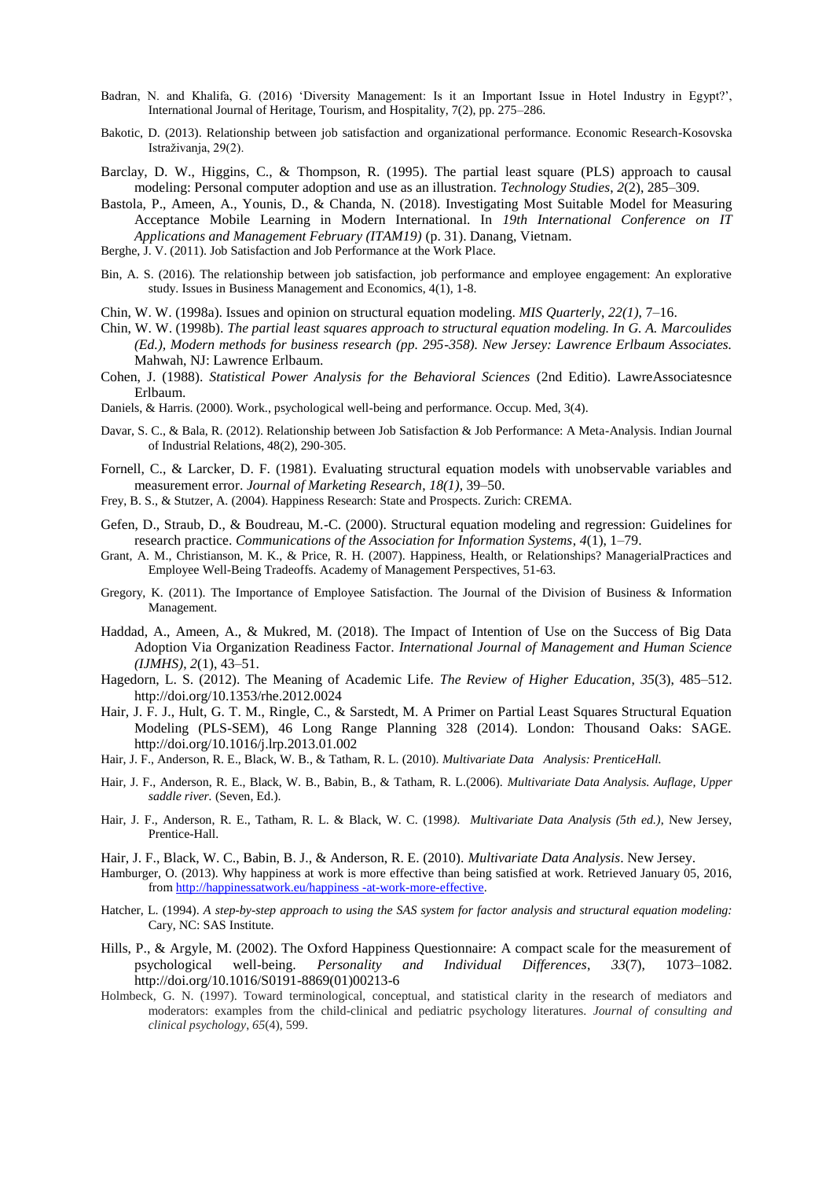Badran, N. and Khalifa, G. (2016) 'Diversity Management: Is it an Important Issue in Hotel Industry in Egypt?', International Journal of Heritage, Tourism, and Hospitality, 7(2), pp. 275–286.

Bakotic, D. (2013). Relationship between job satisfaction and organizational performance. Economic Research-Kosovska Istraživanja, 29(2).

Barclay, D. W., Higgins, C., & Thompson, R. (1995). The partial least square (PLS) approach to causal modeling: Personal computer adoption and use as an illustration. *Technology Studies*, *2*(2), 285–309.

Bastola, P., Ameen, A., Younis, D., & Chanda, N. (2018). Investigating Most Suitable Model for Measuring Acceptance Mobile Learning in Modern International. In *19th International Conference on IT Applications and Management February (ITAM19)* (p. 31). Danang, Vietnam.

Berghe, J. V. (2011). Job Satisfaction and Job Performance at the Work Place.

Bin, A. S. (2016). The relationship between job satisfaction, job performance and employee engagement: An explorative study. Issues in Business Management and Economics, 4(1), 1-8.

Chin, W. W. (1998a). Issues and opinion on structural equation modeling. *MIS Quarterly*, *22(1)*, 7–16.

Chin, W. W. (1998b). *The partial least squares approach to structural equation modeling. In G. A. Marcoulides (Ed.), Modern methods for business research (pp. 295-358). New Jersey: Lawrence Erlbaum Associates.* Mahwah, NJ: Lawrence Erlbaum.

Cohen, J. (1988). *Statistical Power Analysis for the Behavioral Sciences* (2nd Editio). LawreAssociatesnce Erlbaum.

Daniels, & Harris. (2000). Work., psychological well-being and performance. Occup. Med, 3(4).

Davar, S. C., & Bala, R. (2012). Relationship between Job Satisfaction & Job Performance: A Meta-Analysis. Indian Journal of Industrial Relations, 48(2), 290-305.

Fornell, C., & Larcker, D. F. (1981). Evaluating structural equation models with unobservable variables and measurement error. *Journal of Marketing Research*, *18(1)*, 39–50.

Frey, B. S., & Stutzer, A. (2004). Happiness Research: State and Prospects. Zurich: CREMA.

Gefen, D., Straub, D., & Boudreau, M.-C. (2000). Structural equation modeling and regression: Guidelines for research practice. *Communications of the Association for Information Systems*, *4*(1), 1–79.

Grant, A. M., Christianson, M. K., & Price, R. H. (2007). Happiness, Health, or Relationships? ManagerialPractices and Employee Well-Being Tradeoffs. Academy of Management Perspectives, 51-63.

Gregory, K. (2011). The Importance of Employee Satisfaction. The Journal of the Division of Business & Information Management.

Haddad, A., Ameen, A., & Mukred, M. (2018). The Impact of Intention of Use on the Success of Big Data Adoption Via Organization Readiness Factor. *International Journal of Management and Human Science (IJMHS)*, *2*(1), 43–51.

Hagedorn, L. S. (2012). The Meaning of Academic Life. *The Review of Higher Education*, *35*(3), 485–512. http://doi.org/10.1353/rhe.2012.0024

Hair, J. F. J., Hult, G. T. M., Ringle, C., & Sarstedt, M. A Primer on Partial Least Squares Structural Equation Modeling (PLS-SEM), 46 Long Range Planning 328 (2014). London: Thousand Oaks: SAGE. http://doi.org/10.1016/j.lrp.2013.01.002

Hair, J. F., Anderson, R. E., Black, W. B., & Tatham, R. L. (2010). *Multivariate Data Analysis: PrenticeHall.*

Hair, J. F., Anderson, R. E., Black, W. B., Babin, B., & Tatham, R. L.(2006). *Multivariate Data Analysis. Auflage, Upper saddle river.* (Seven, Ed.).

Hair, J. F., Anderson, R. E., Tatham, R. L. & Black, W. C. (1998*). Multivariate Data Analysis (5th ed.)*, New Jersey, Prentice-Hall.

Hair, J. F., Black, W. C., Babin, B. J., & Anderson, R. E. (2010). *Multivariate Data Analysis*. New Jersey.

Hamburger, O. (2013). Why happiness at work is more effective than being satisfied at work. Retrieved January 05, 2016, from http://happinessatwork.eu/happiness -at-work-more-effective.

Hatcher, L. (1994). *A step-by-step approach to using the SAS system for factor analysis and structural equation modeling:* Cary, NC: SAS Institute.

Hills, P., & Argyle, M. (2002). The Oxford Happiness Questionnaire: A compact scale for the measurement of psychological well-being. *Personality and Individual Differences*, *33*(7), 1073–1082. http://doi.org/10.1016/S0191-8869(01)00213-6

Holmbeck, G. N. (1997). Toward terminological, conceptual, and statistical clarity in the research of mediators and moderators: examples from the child-clinical and pediatric psychology literatures. *Journal of consulting and clinical psychology*, *65*(4), 599.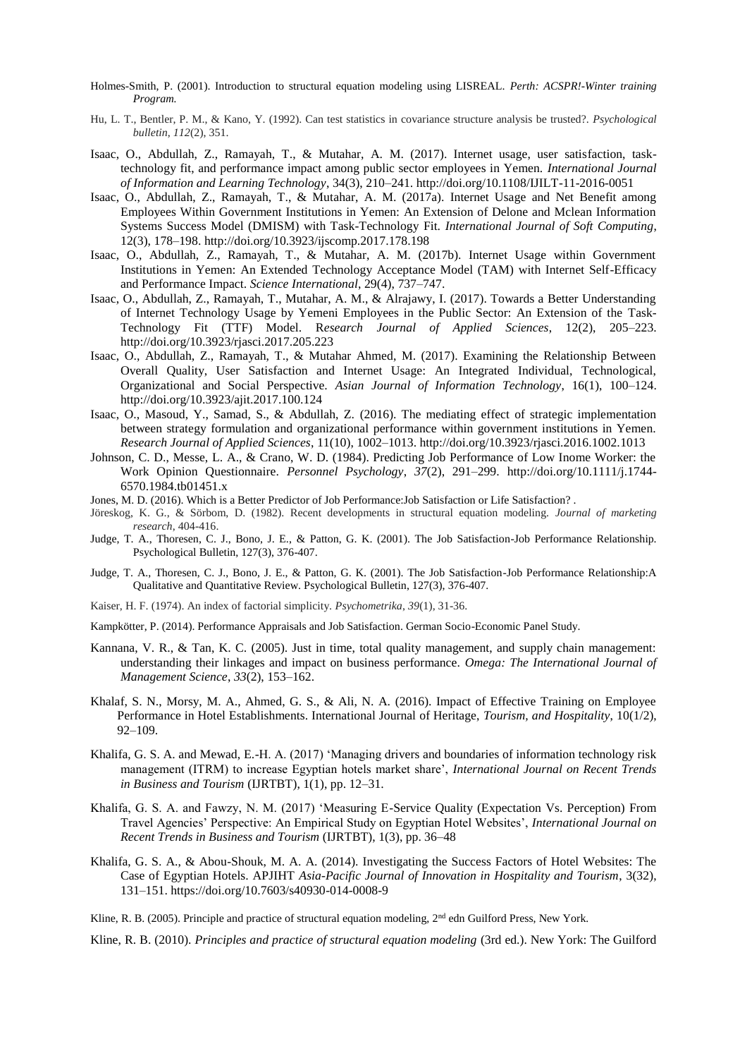Holmes-Smith, P. (2001). Introduction to structural equation modeling using LISREAL. *Perth: ACSPR!-Winter training Program.*

Hu, L. T., Bentler, P. M., & Kano, Y. (1992). Can test statistics in covariance structure analysis be trusted?. *Psychological bulletin*, *112*(2), 351.

Isaac, O., Abdullah, Z., Ramayah, T., & Mutahar, A. M. (2017). Internet usage, user satisfaction, task-technology fit, and performance impact among public sector employees in Yemen. *International Journal of Information and Learning Technology*, 34(3), 210–241. http://doi.org/10.1108/IJILT-11-2016-0051

Isaac, O., Abdullah, Z., Ramayah, T., & Mutahar, A. M. (2017a). Internet Usage and Net Benefit among Employees Within Government Institutions in Yemen: An Extension of Delone and Mclean Information Systems Success Model (DMISM) with Task-Technology Fit. *International Journal of Soft Computing*, 12(3), 178–198. http://doi.org/10.3923/ijscomp.2017.178.198

Isaac, O., Abdullah, Z., Ramayah, T., & Mutahar, A. M. (2017b). Internet Usage within Government Institutions in Yemen: An Extended Technology Acceptance Model (TAM) with Internet Self-Efficacy and Performance Impact. *Science International*, 29(4), 737–747.

Isaac, O., Abdullah, Z., Ramayah, T., Mutahar, A. M., & Alrajawy, I. (2017). Towards a Better Understanding of Internet Technology Usage by Yemeni Employees in the Public Sector: An Extension of the Task-Technology Fit (TTF) Model. R*esearch Journal of Applied Sciences*, 12(2), 205–223. http://doi.org/10.3923/rjasci.2017.205.223

Isaac, O., Abdullah, Z., Ramayah, T., & Mutahar Ahmed, M. (2017). Examining the Relationship Between Overall Quality, User Satisfaction and Internet Usage: An Integrated Individual, Technological, Organizational and Social Perspective. *Asian Journal of Information Technology*, 16(1), 100–124. http://doi.org/10.3923/ajit.2017.100.124

Isaac, O., Masoud, Y., Samad, S., & Abdullah, Z. (2016). The mediating effect of strategic implementation between strategy formulation and organizational performance within government institutions in Yemen. *Research Journal of Applied Sciences*, 11(10), 1002–1013. http://doi.org/10.3923/rjasci.2016.1002.1013

Johnson, C. D., Messe, L. A., & Crano, W. D. (1984). Predicting Job Performance of Low Inome Worker: the Work Opinion Questionnaire. *Personnel Psychology*, *37*(2), 291–299. http://doi.org/10.1111/j.1744-6570.1984.tb01451.x

Jones, M. D. (2016). Which is a Better Predictor of Job Performance:Job Satisfaction or Life Satisfaction? .

Jöreskog, K. G., & Sörbom, D. (1982). Recent developments in structural equation modeling. *Journal of marketing research*, 404-416.

Judge, T. A., Thoresen, C. J., Bono, J. E., & Patton, G. K. (2001). The Job Satisfaction-Job Performance Relationship. Psychological Bulletin, 127(3), 376-407.

Judge, T. A., Thoresen, C. J., Bono, J. E., & Patton, G. K. (2001). The Job Satisfaction-Job Performance Relationship:A Qualitative and Quantitative Review. Psychological Bulletin, 127(3), 376-407.

Kaiser, H. F. (1974). An index of factorial simplicity. *Psychometrika*, *39*(1), 31-36.

Kampkötter, P. (2014). Performance Appraisals and Job Satisfaction. German Socio-Economic Panel Study.

Kannana, V. R., & Tan, K. C. (2005). Just in time, total quality management, and supply chain management: understanding their linkages and impact on business performance. *Omega: The International Journal of Management Science*, *33*(2), 153–162.

Khalaf, S. N., Morsy, M. A., Ahmed, G. S., & Ali, N. A. (2016). Impact of Effective Training on Employee Performance in Hotel Establishments. International Journal of Heritage, *Tourism, and Hospitality*, 10(1/2), 92–109.

Khalifa, G. S. A. and Mewad, E.-H. A. (2017) 'Managing drivers and boundaries of information technology risk management (ITRM) to increase Egyptian hotels market share', *International Journal on Recent Trends in Business and Tourism* (IJRTBT), 1(1), pp. 12–31.

Khalifa, G. S. A. and Fawzy, N. M. (2017) 'Measuring E-Service Quality (Expectation Vs. Perception) From Travel Agencies' Perspective: An Empirical Study on Egyptian Hotel Websites', *International Journal on Recent Trends in Business and Tourism* (IJRTBT), 1(3), pp. 36–48

Khalifa, G. S. A., & Abou-Shouk, M. A. A. (2014). Investigating the Success Factors of Hotel Websites: The Case of Egyptian Hotels. APJIHT *Asia-Pacific Journal of Innovation in Hospitality and Tourism*, 3(32), 131–151. https://doi.org/10.7603/s40930-014-0008-9

Kline, R. B. (2005). Principle and practice of structural equation modeling, 2nd edn Guilford Press, New York.

Kline, R. B. (2010). *Principles and practice of structural equation modeling* (3rd ed.). New York: The Guilford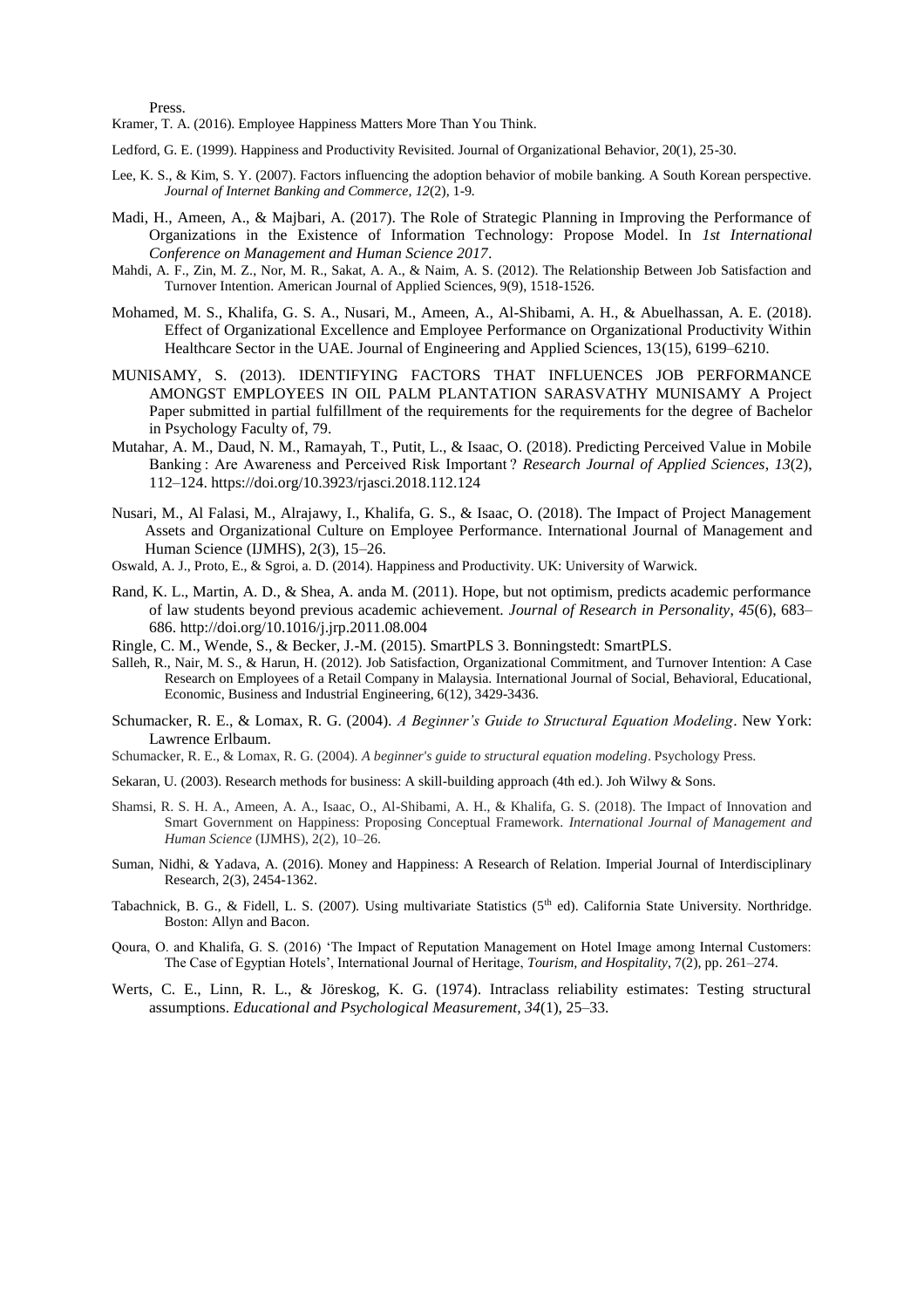Press.

Kramer, T. A. (2016). Employee Happiness Matters More Than You Think.

Ledford, G. E. (1999). Happiness and Productivity Revisited. Journal of Organizational Behavior, 20(1), 25-30.

Lee, K. S., & Kim, S. Y. (2007). Factors influencing the adoption behavior of mobile banking. A South Korean perspective. *Journal of Internet Banking and Commerce*, *12*(2), 1-9.

Madi, H., Ameen, A., & Majbari, A. (2017). The Role of Strategic Planning in Improving the Performance of Organizations in the Existence of Information Technology: Propose Model. In *1st International Conference on Management and Human Science 2017*.

Mahdi, A. F., Zin, M. Z., Nor, M. R., Sakat, A. A., & Naim, A. S. (2012). The Relationship Between Job Satisfaction and Turnover Intention. American Journal of Applied Sciences, 9(9), 1518-1526.

Mohamed, M. S., Khalifa, G. S. A., Nusari, M., Ameen, A., Al-Shibami, A. H., & Abuelhassan, A. E. (2018). Effect of Organizational Excellence and Employee Performance on Organizational Productivity Within Healthcare Sector in the UAE. Journal of Engineering and Applied Sciences, 13(15), 6199–6210.

MUNISAMY, S. (2013). IDENTIFYING FACTORS THAT INFLUENCES JOB PERFORMANCE AMONGST EMPLOYEES IN OIL PALM PLANTATION SARASVATHY MUNISAMY A Project Paper submitted in partial fulfillment of the requirements for the requirements for the degree of Bachelor in Psychology Faculty of, 79.

Mutahar, A. M., Daud, N. M., Ramayah, T., Putit, L., & Isaac, O. (2018). Predicting Perceived Value in Mobile Banking : Are Awareness and Perceived Risk Important ? *Research Journal of Applied Sciences*, *13*(2), 112–124. https://doi.org/10.3923/rjasci.2018.112.124

Nusari, M., Al Falasi, M., Alrajawy, I., Khalifa, G. S., & Isaac, O. (2018). The Impact of Project Management Assets and Organizational Culture on Employee Performance. International Journal of Management and Human Science (IJMHS), 2(3), 15–26.

Oswald, A. J., Proto, E., & Sgroi, a. D. (2014). Happiness and Productivity. UK: University of Warwick.

Rand, K. L., Martin, A. D., & Shea, A. anda M. (2011). Hope, but not optimism, predicts academic performance of law students beyond previous academic achievement. *Journal of Research in Personality*, *45*(6), 683–686. http://doi.org/10.1016/j.jrp.2011.08.004

Ringle, C. M., Wende, S., & Becker, J.-M. (2015). SmartPLS 3. Bonningstedt: SmartPLS.

Salleh, R., Nair, M. S., & Harun, H. (2012). Job Satisfaction, Organizational Commitment, and Turnover Intention: A Case Research on Employees of a Retail Company in Malaysia. International Journal of Social, Behavioral, Educational, Economic, Business and Industrial Engineering, 6(12), 3429-3436.

Schumacker, R. E., & Lomax, R. G. (2004). *A Beginner's Guide to Structural Equation Modeling*. New York: Lawrence Erlbaum.

Schumacker, R. E., & Lomax, R. G. (2004). *A beginner's guide to structural equation modeling*. Psychology Press.

Sekaran, U. (2003). Research methods for business: A skill-building approach (4th ed.). Joh Wilwy & Sons.

Shamsi, R. S. H. A., Ameen, A. A., Isaac, O., Al-Shibami, A. H., & Khalifa, G. S. (2018). The Impact of Innovation and Smart Government on Happiness: Proposing Conceptual Framework. *International Journal of Management and Human Science* (IJMHS), 2(2), 10–26.

Suman, Nidhi, & Yadava, A. (2016). Money and Happiness: A Research of Relation. Imperial Journal of Interdisciplinary Research, 2(3), 2454-1362.

Tabachnick, B. G., & Fidell, L. S. (2007). Using multivariate Statistics (5th ed). California State University. Northridge. Boston: Allyn and Bacon.

Qoura, O. and Khalifa, G. S. (2016) 'The Impact of Reputation Management on Hotel Image among Internal Customers: The Case of Egyptian Hotels', International Journal of Heritage, *Tourism, and Hospitality*, 7(2), pp. 261–274.

Werts, C. E., Linn, R. L., & Jöreskog, K. G. (1974). Intraclass reliability estimates: Testing structural assumptions. *Educational and Psychological Measurement*, *34*(1), 25–33.